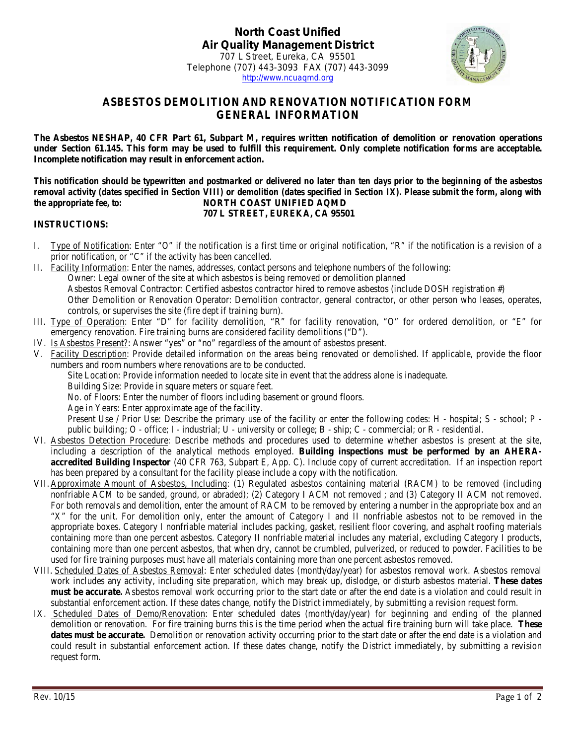**North Coast Unified**
**Air Quality Management District**
707 L Street, Eureka, CA 95501
Telephone (707) 443-3093 FAX (707) 443-3099
http://www.ncuaqmd.org

# ASBESTOS DEMOLITION AND RENOVATION NOTIFICATION FORM
## GENERAL INFORMATION

**The Asbestos NESHAP, 40 CFR Part 61, Subpart M, requires written notification of demolition or renovation operations under Section 61.145. This form may be used to fulfill this requirement. Only complete notification forms are acceptable. Incomplete notification may result in enforcement action.**

***This notification should be typewritten and postmarked or delivered no later than ten days prior to the beginning of the asbestos removal activity (dates specified in Section VIII) or demolition (dates specified in Section IX). Please submit the form, along with the appropriate fee, to:*** **NORTH COAST UNIFIED AQMD**
**707 L STREET, EUREKA, CA 95501**

**INSTRUCTIONS:**

I. Type of Notification: Enter "O" if the notification is a first time or original notification, "R" if the notification is a revision of a prior notification, or "C" if the activity has been cancelled.

II. Facility Information: Enter the names, addresses, contact persons and telephone numbers of the following:
   Owner: Legal owner of the site at which asbestos is being removed or demolition planned
   Asbestos Removal Contractor: Certified asbestos contractor hired to remove asbestos (include DOSH registration #)
   Other Demolition or Renovation Operator: Demolition contractor, general contractor, or other person who leases, operates, controls, or supervises the site (fire dept if training burn).

III. Type of Operation: Enter "D" for facility demolition, "R" for facility renovation, "O" for ordered demolition, or "E" for emergency renovation. Fire training burns are considered facility demolitions ("D").

IV. Is Asbestos Present?: Answer "yes" or "no" regardless of the amount of asbestos present.

V. Facility Description: Provide detailed information on the areas being renovated or demolished. If applicable, provide the floor numbers and room numbers where renovations are to be conducted.
   Site Location: Provide information needed to locate site in event that the address alone is inadequate.
   Building Size: Provide in square meters or square feet.
   No. of Floors: Enter the number of floors including basement or ground floors.
   Age in Years: Enter approximate age of the facility.
   Present Use / Prior Use: Describe the primary use of the facility or enter the following codes: H - hospital; S - school; P - public building; O - office; I - industrial; U - university or college; B - ship; C - commercial; or R - residential.

VI. Asbestos Detection Procedure: Describe methods and procedures used to determine whether asbestos is present at the site, including a description of the analytical methods employed. **Building inspections must be performed by an AHERA-accredited Building Inspector** (40 CFR 763, Subpart E, App. C). Include copy of current accreditation. If an inspection report has been prepared by a consultant for the facility please include a copy with the notification.

VII. Approximate Amount of Asbestos, Including: (1) Regulated asbestos containing material (RACM) to be removed (including nonfriable ACM to be sanded, ground, or abraded); (2) Category I ACM not removed ; and (3) Category II ACM not removed. For both removals and demolition, enter the amount of RACM to be removed by entering a number in the appropriate box and an "X" for the unit. For demolition only, enter the amount of Category I and II nonfriable asbestos not to be removed in the appropriate boxes. Category I nonfriable material includes packing, gasket, resilient floor covering, and asphalt roofing materials containing more than one percent asbestos. Category II nonfriable material includes any material, excluding Category I products, containing more than one percent asbestos, that when dry, cannot be crumbled, pulverized, or reduced to powder. Facilities to be used for fire training purposes must have all materials containing more than one percent asbestos removed.

VIII. Scheduled Dates of Asbestos Removal: Enter scheduled dates (month/day/year) for asbestos removal work. Asbestos removal work includes any activity, including site preparation, which may break up, dislodge, or disturb asbestos material. **These dates must be accurate.** Asbestos removal work occurring prior to the start date or after the end date is a violation and could result in substantial enforcement action. If these dates change, notify the District immediately, by submitting a revision request form.

IX. Scheduled Dates of Demo/Renovation: Enter scheduled dates (month/day/year) for beginning and ending of the planned demolition or renovation. For fire training burns this is the time period when the actual fire training burn will take place. **These dates must be accurate.** Demolition or renovation activity occurring prior to the start date or after the end date is a violation and could result in substantial enforcement action. If these dates change, notify the District immediately, by submitting a revision request form.

Rev. 10/15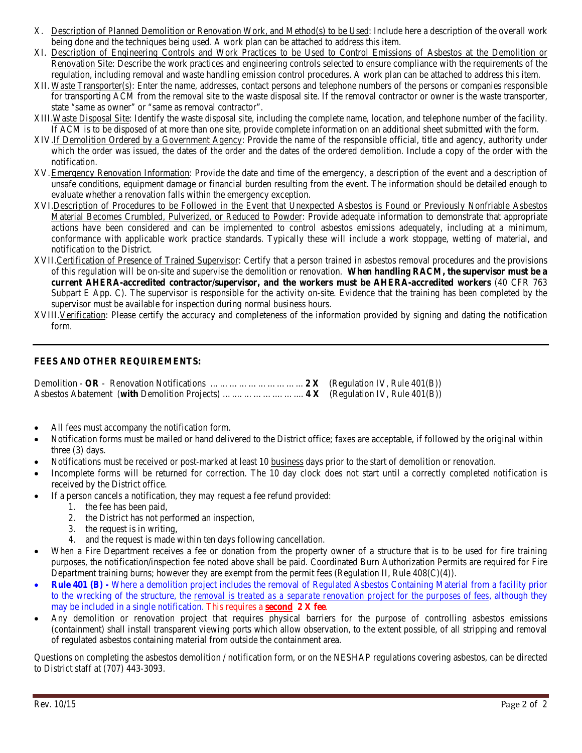X. Description of Planned Demolition or Renovation Work, and Method(s) to be Used: Include here a description of the overall work being done and the techniques being used. A work plan can be attached to address this item.

XI. Description of Engineering Controls and Work Practices to be Used to Control Emissions of Asbestos at the Demolition or Renovation Site: Describe the work practices and engineering controls selected to ensure compliance with the requirements of the regulation, including removal and waste handling emission control procedures. A work plan can be attached to address this item.

XII. Waste Transporter(s): Enter the name, addresses, contact persons and telephone numbers of the persons or companies responsible for transporting ACM from the removal site to the waste disposal site. If the removal contractor or owner is the waste transporter, state "same as owner" or "same as removal contractor".

XIII. Waste Disposal Site: Identify the waste disposal site, including the complete name, location, and telephone number of the facility. If ACM is to be disposed of at more than one site, provide complete information on an additional sheet submitted with the form.

XIV. If Demolition Ordered by a Government Agency: Provide the name of the responsible official, title and agency, authority under which the order was issued, the dates of the order and the dates of the ordered demolition. Include a copy of the order with the notification.

XV. Emergency Renovation Information: Provide the date and time of the emergency, a description of the event and a description of unsafe conditions, equipment damage or financial burden resulting from the event. The information should be detailed enough to evaluate whether a renovation falls within the emergency exception.

XVI. Description of Procedures to be Followed in the Event that Unexpected Asbestos is Found or Previously Nonfriable Asbestos Material Becomes Crumbled, Pulverized, or Reduced to Powder: Provide adequate information to demonstrate that appropriate actions have been considered and can be implemented to control asbestos emissions adequately, including at a minimum, conformance with applicable work practice standards. Typically these will include a work stoppage, wetting of material, and notification to the District.

XVII. Certification of Presence of Trained Supervisor: Certify that a person trained in asbestos removal procedures and the provisions of this regulation will be on-site and supervise the demolition or renovation. **When handling RACM, the supervisor must be a current AHERA-accredited contractor/supervisor, and the workers must be AHERA-accredited workers** (40 CFR 763 Subpart E App. C). The supervisor is responsible for the activity on-site. Evidence that the training has been completed by the supervisor must be available for inspection during normal business hours.

XVIII. Verification: Please certify the accuracy and completeness of the information provided by signing and dating the notification form.

---

## FEES AND OTHER REQUIREMENTS:

Demolition - **OR** - Renovation Notifications …………………………… **2 X** (Regulation IV, Rule 401(B))
Asbestos Abatement (**with** Demolition Projects) ……………………… **4 X** (Regulation IV, Rule 401(B))

- All fees must accompany the notification form.
- Notification forms must be mailed or hand delivered to the District office; faxes are acceptable, if followed by the original within three (3) days.
- Notifications must be received or post-marked at least 10 business days prior to the start of demolition or renovation.
- Incomplete forms will be returned for correction. The 10 day clock does not start until a correctly completed notification is received by the District office.
- If a person cancels a notification, they may request a fee refund provided:
  1. the fee has been paid,
  2. the District has not performed an inspection,
  3. the request is in writing,
  4. and the request is made within ten days following cancellation.
- When a Fire Department receives a fee or donation from the property owner of a structure that is to be used for fire training purposes, the notification/inspection fee noted above shall be paid. Coordinated Burn Authorization Permits are required for Fire Department training burns; however they are exempt from the permit fees (Regulation II, Rule 408(C)(4)).
- **Rule 401 (B) -** Where a demolition project includes the removal of Regulated Asbestos Containing Material from a facility prior to the wrecking of the structure, the *removal is treated as a separate renovation project for the purposes of fees,* although they may be included in a single notification. This requires a ***second* 2 X fee**.
- Any demolition or renovation project that requires physical barriers for the purpose of controlling asbestos emissions (containment) shall install transparent viewing ports which allow observation, to the extent possible, of all stripping and removal of regulated asbestos containing material from outside the containment area.

Questions on completing the asbestos demolition / notification form, or on the NESHAP regulations covering asbestos, can be directed to District staff at (707) 443-3093.

Rev. 10/15